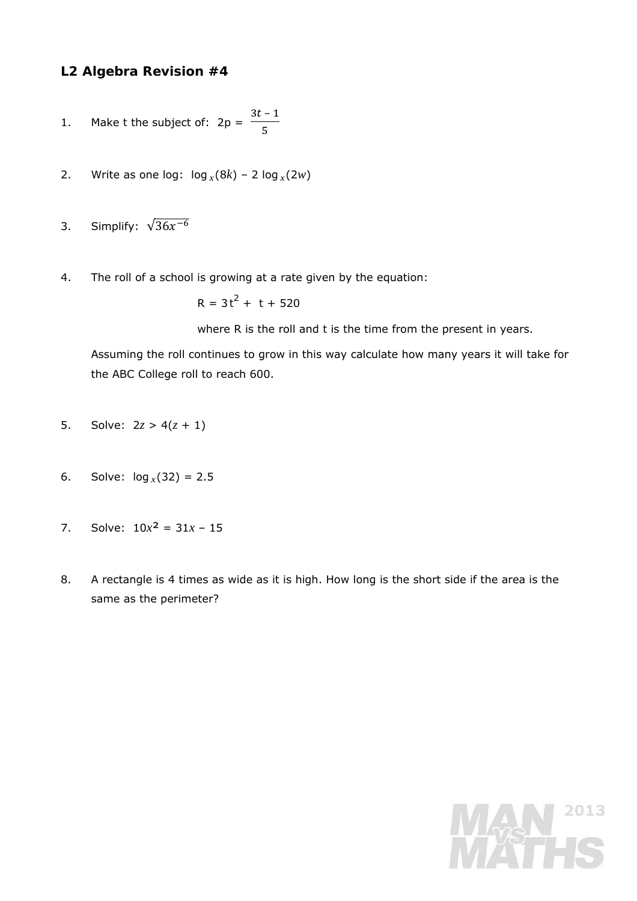## L2 Algebra Revision #4

1. Make t the subject of: $2p = \frac{3t - 1}{5}$

2. Write as one log: $\log_x(8k) - 2\log_x(2w)$

3. Simplify: $\sqrt{36x^{-6}}$

4. The roll of a school is growing at a rate given by the equation:

   $R = 3t^2 + t + 520$

   where R is the roll and t is the time from the present in years.

   Assuming the roll continues to grow in this way calculate how many years it will take for the ABC College roll to reach 600.

5. Solve: $2z > 4(z + 1)$

6. Solve: $\log_x(32) = 2.5$

7. Solve: $10x^2 = 31x - 15$

8. A rectangle is 4 times as wide as it is high. How long is the short side if the area is the same as the perimeter?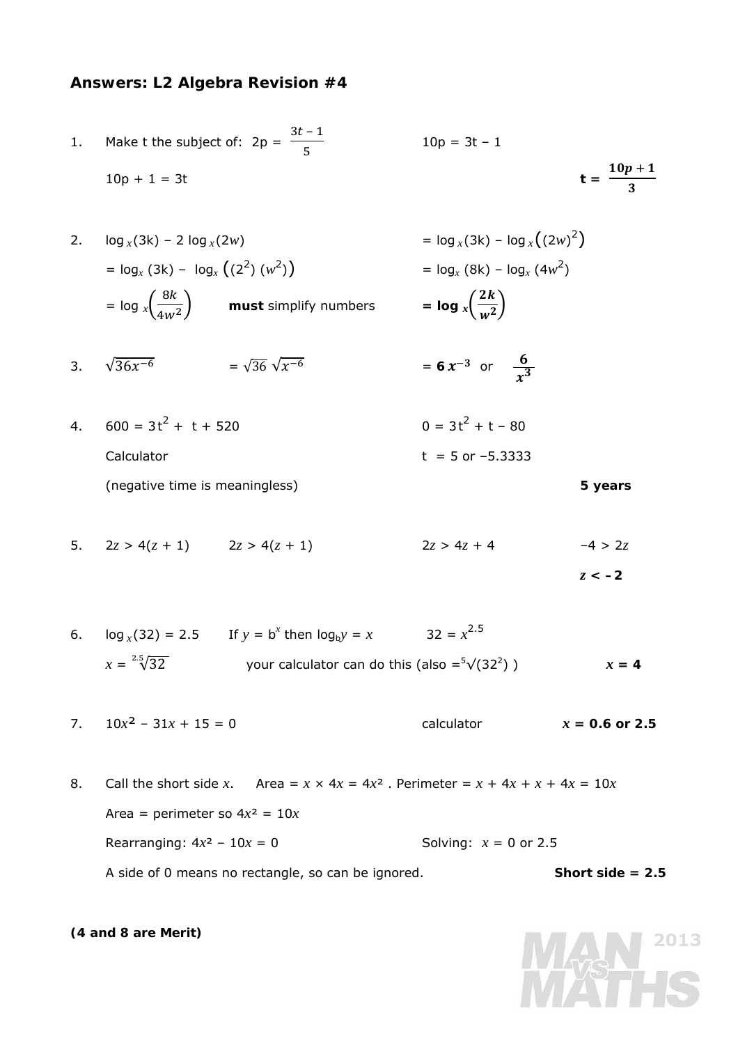**Answers: L2 Algebra Revision #4**

1. Make t the subject of: $2p = \frac{3t - 1}{5}$ $\quad$ $10p = 3t - 1$

   $10p + 1 = 3t$ $\quad$ $\mathbf{t = \frac{10p + 1}{3}}$

2. $\log_x(3k) - 2\log_x(2w)$ $\quad$ $= \log_x(3k) - \log_x\left((2w)^2\right)$

   $= \log_x(3k) - \log_x\left((2^2)(w^2)\right)$ $\quad$ $= \log_x(8k) - \log_x(4w^2)$

   $= \log_x\left(\frac{8k}{4w^2}\right)$ $\quad$ **must** simplify numbers $\quad$ $\mathbf{= \log_x\left(\frac{2k}{w^2}\right)}$

3. $\sqrt{36x^{-6}}$ $\quad$ $= \sqrt{36}\,\sqrt{x^{-6}}$ $\quad$ $= \mathbf{6\,x^{-3}}$ or $\mathbf{\frac{6}{x^3}}$

4. $600 = 3t^2 + t + 520$ $\quad$ $0 = 3t^2 + t - 80$

   Calculator $\quad$ $t = 5$ or $-5.3333$

   (negative time is meaningless) $\quad$ **5 years**

5. $2z > 4(z + 1)$ $\quad$ $2z > 4(z + 1)$ $\quad$ $2z > 4z + 4$ $\quad$ $-4 > 2z$

   $\mathbf{z < -2}$

6. $\log_x(32) = 2.5$ $\quad$ If $y = b^x$ then $\log_b y = x$ $\quad$ $32 = x^{2.5}$

   $x = \sqrt[2.5]{32}$ $\quad$ your calculator can do this (also $= \sqrt[5]{(32^2)}$ ) $\quad$ $\mathbf{x = 4}$

7. $10x^2 - 31x + 15 = 0$ $\quad$ calculator $\quad$ $\mathbf{x = 0.6 \text{ or } 2.5}$

8. Call the short side $x$. Area $= x \times 4x = 4x^2$. Perimeter $= x + 4x + x + 4x = 10x$

   Area = perimeter so $4x^2 = 10x$

   Rearranging: $4x^2 - 10x = 0$ $\quad$ Solving: $x = 0$ or $2.5$

   A side of 0 means no rectangle, so can be ignored. $\quad$ **Short side = 2.5**

**(4 and 8 are Merit)**

MAN vs MATHS 2013